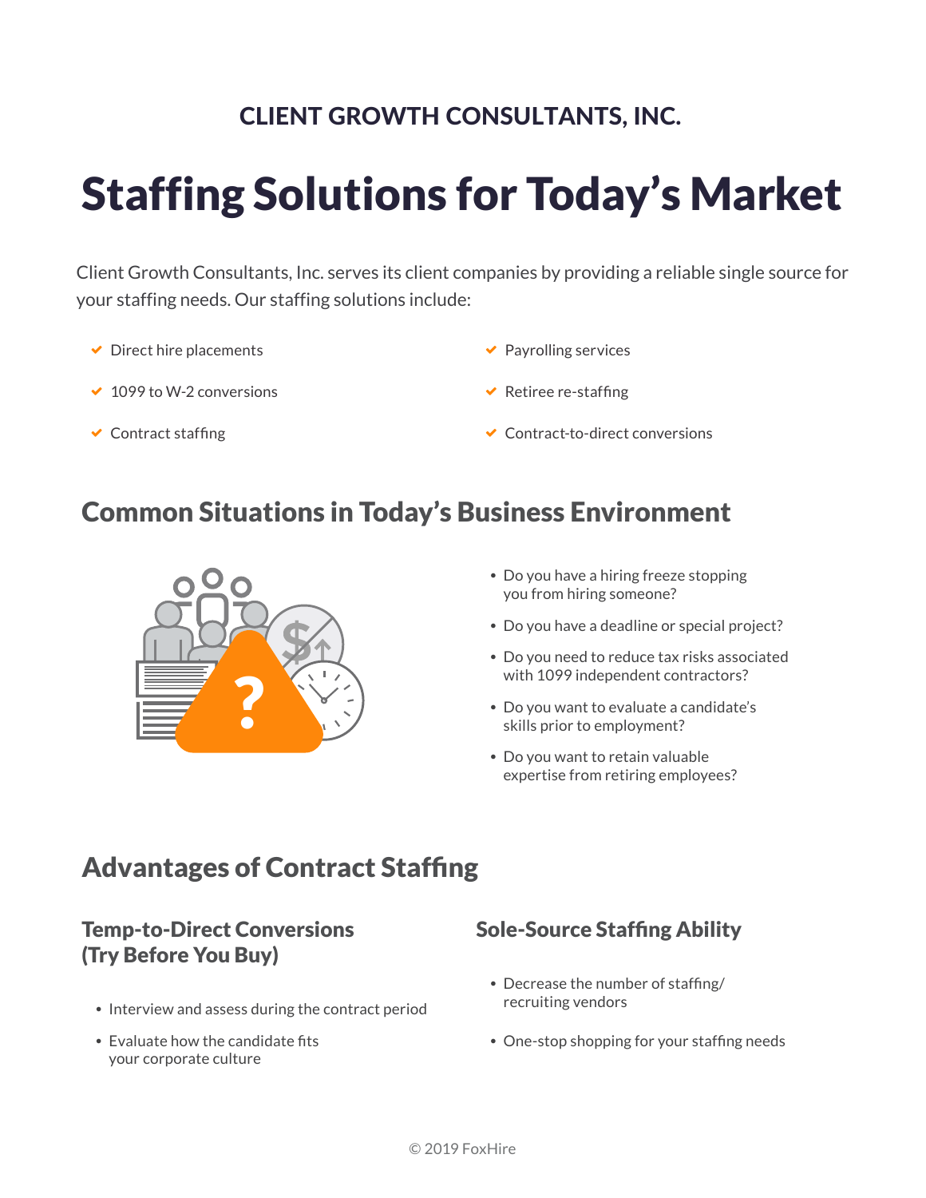CLIENT GROWTH CONSULTANTS, INC.

# Staffing Solutions for Today's Market

Client Growth Consultants, Inc. serves its client companies by providing a reliable single source for your staffing needs. Our staffing solutions include:

- Direct hire placements
- 1099 to W-2 conversions
- Contract staffing
- Payrolling services
- Retiree re-staffing
- Contract-to-direct conversions

## Common Situations in Today's Business Environment

- Do you have a hiring freeze stopping you from hiring someone?
- Do you have a deadline or special project?
- Do you need to reduce tax risks associated with 1099 independent contractors?
- Do you want to evaluate a candidate's skills prior to employment?
- Do you want to retain valuable expertise from retiring employees?

## Advantages of Contract Staffing

### Temp-to-Direct Conversions (Try Before You Buy)

- Interview and assess during the contract period
- Evaluate how the candidate fits your corporate culture

### Sole-Source Staffing Ability

- Decrease the number of staffing/ recruiting vendors
- One-stop shopping for your staffing needs

© 2019 FoxHire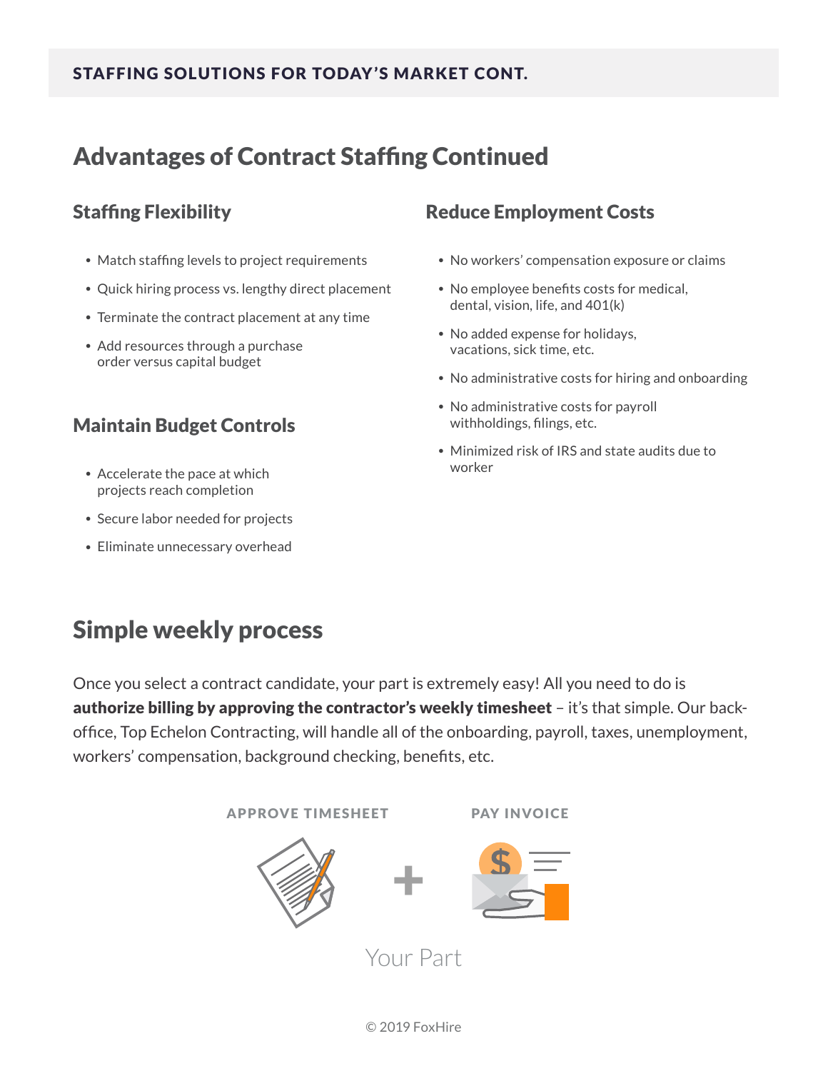## Advantages of Contract Staffing Continued

### Staffing Flexibility

- Match staffing levels to project requirements
- Quick hiring process vs. lengthy direct placement
- Terminate the contract placement at any time
- Add resources through a purchase order versus capital budget

### Maintain Budget Controls

- Accelerate the pace at which projects reach completion
- Secure labor needed for projects
- Eliminate unnecessary overhead

### Reduce Employment Costs

- No workers' compensation exposure or claims
- No employee benefits costs for medical, dental, vision, life, and 401(k)
- No added expense for holidays, vacations, sick time, etc.
- No administrative costs for hiring and onboarding
- No administrative costs for payroll withholdings, filings, etc.
- Minimized risk of IRS and state audits due to worker

## Simple weekly process

Once you select a contract candidate, your part is extremely easy! All you need to do is **authorize billing by approving the contractor's weekly timesheet** – it's that simple. Our back-office, Top Echelon Contracting, will handle all of the onboarding, payroll, taxes, unemployment, workers' compensation, background checking, benefits, etc.

APPROVE TIMESHEET + PAY INVOICE

Your Part

© 2019 FoxHire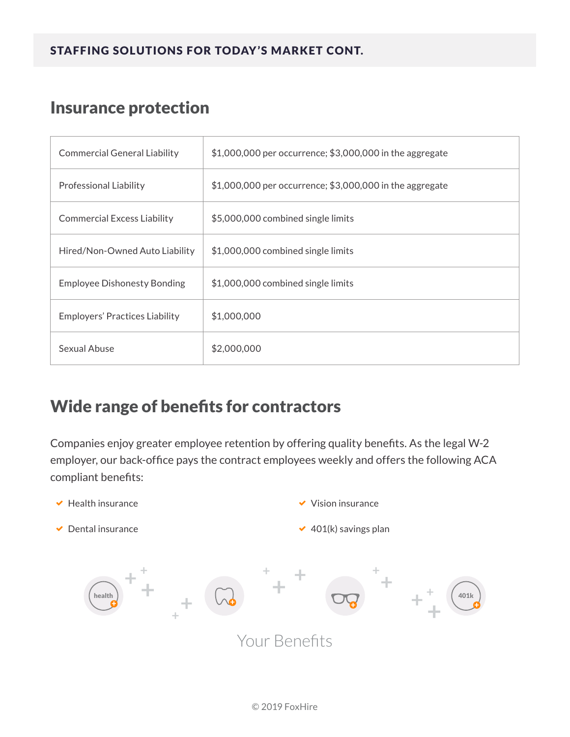## STAFFING SOLUTIONS FOR TODAY'S MARKET CONT.

## Insurance protection

| | |
|---|---|
| Commercial General Liability | $1,000,000 per occurrence; $3,000,000 in the aggregate |
| Professional Liability | $1,000,000 per occurrence; $3,000,000 in the aggregate |
| Commercial Excess Liability | $5,000,000 combined single limits |
| Hired/Non-Owned Auto Liability | $1,000,000 combined single limits |
| Employee Dishonesty Bonding | $1,000,000 combined single limits |
| Employers' Practices Liability | $1,000,000 |
| Sexual Abuse | $2,000,000 |

## Wide range of benefits for contractors

Companies enjoy greater employee retention by offering quality benefits. As the legal W-2 employer, our back-office pays the contract employees weekly and offers the following ACA compliant benefits:

- Health insurance
- Dental insurance
- Vision insurance
- 401(k) savings plan

Your Benefits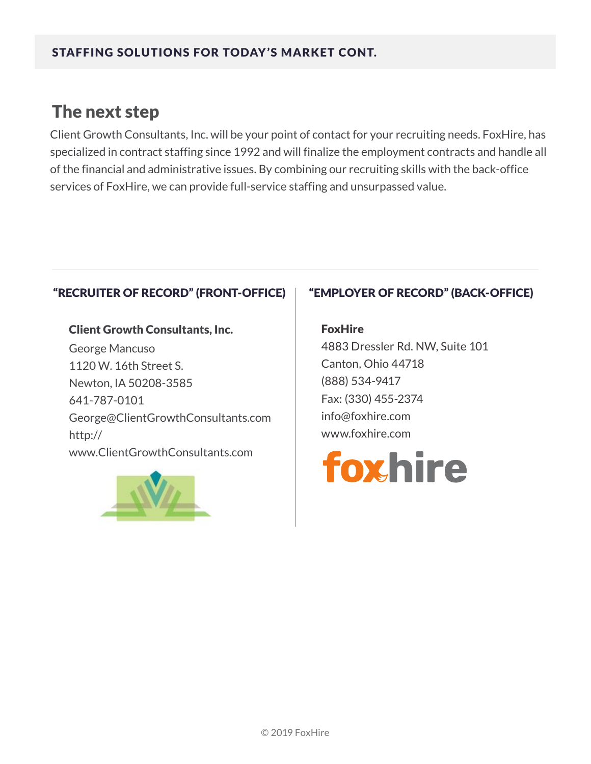STAFFING SOLUTIONS FOR TODAY'S MARKET CONT.

## The next step

Client Growth Consultants, Inc. will be your point of contact for your recruiting needs. FoxHire, has specialized in contract staffing since 1992 and will finalize the employment contracts and handle all of the financial and administrative issues. By combining our recruiting skills with the back-office services of FoxHire, we can provide full-service staffing and unsurpassed value.

### "RECRUITER OF RECORD" (FRONT-OFFICE)

**Client Growth Consultants, Inc.**
George Mancuso
1120 W. 16th Street S.
Newton, IA 50208-3585
641-787-0101
George@ClientGrowthConsultants.com
http://
www.ClientGrowthConsultants.com

### "EMPLOYER OF RECORD" (BACK-OFFICE)

**FoxHire**
4883 Dressler Rd. NW, Suite 101
Canton, Ohio 44718
(888) 534-9417
Fax: (330) 455-2374
info@foxhire.com
www.foxhire.com

foxhire

© 2019 FoxHire